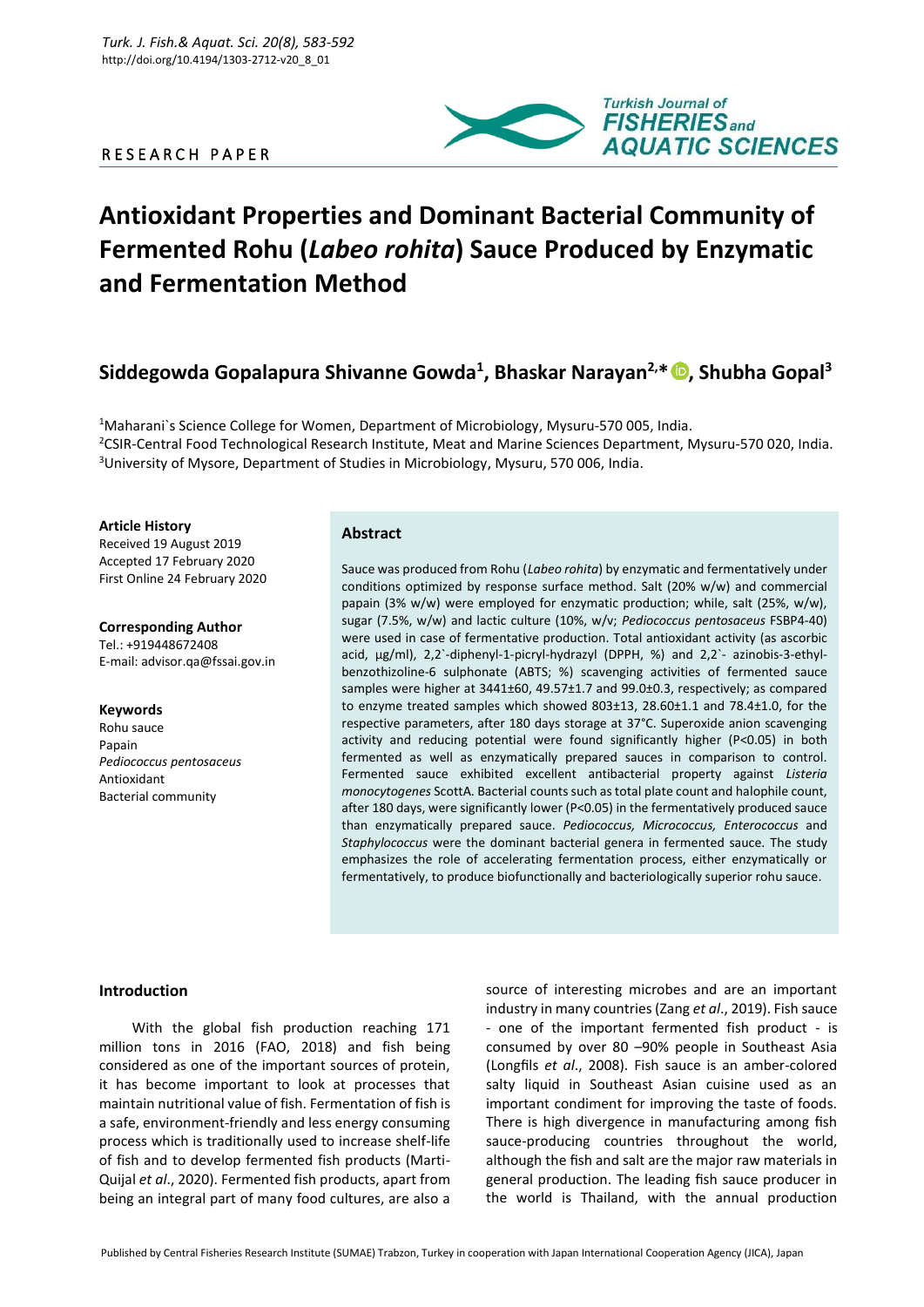RESEARCH PAPER

# Antioxidant Properties and Dominant Bacterial Community of Fermented Rohu (*Labeo rohita*) Sauce Produced by Enzymatic and Fermentation Method

**Siddegowda Gopalapura Shivanne Gowda[1], Bhaskar Narayan[2,*], Shubha Gopal[3]**

[1]Maharani`s Science College for Women, Department of Microbiology, Mysuru-570 005, India.
[2]CSIR-Central Food Technological Research Institute, Meat and Marine Sciences Department, Mysuru-570 020, India.
[3]University of Mysore, Department of Studies in Microbiology, Mysuru, 570 006, India.

**Article History**
Received 19 August 2019
Accepted 17 February 2020
First Online 24 February 2020

**Corresponding Author**
Tel.: +919448672408
E-mail: advisor.qa@fssai.gov.in

**Keywords**
Rohu sauce
Papain
*Pediococcus pentosaceus*
Antioxidant
Bacterial community

## Abstract

Sauce was produced from Rohu (*Labeo rohita*) by enzymatic and fermentatively under conditions optimized by response surface method. Salt (20% w/w) and commercial papain (3% w/w) were employed for enzymatic production; while, salt (25%, w/w), sugar (7.5%, w/w) and lactic culture (10%, w/v; *Pediococcus pentosaceus* FSBP4-40) were used in case of fermentative production. Total antioxidant activity (as ascorbic acid, µg/ml), 2,2`-diphenyl-1-picryl-hydrazyl (DPPH, %) and 2,2`- azinobis-3-ethyl-benzothizoline-6 sulphonate (ABTS; %) scavenging activities of fermented sauce samples were higher at 3441±60, 49.57±1.7 and 99.0±0.3, respectively; as compared to enzyme treated samples which showed 803±13, 28.60±1.1 and 78.4±1.0, for the respective parameters, after 180 days storage at 37°C. Superoxide anion scavenging activity and reducing potential were found significantly higher ($P<0.05$) in both fermented as well as enzymatically prepared sauces in comparison to control. Fermented sauce exhibited excellent antibacterial property against *Listeria monocytogenes* ScottA. Bacterial counts such as total plate count and halophile count, after 180 days, were significantly lower ($P<0.05$) in the fermentatively produced sauce than enzymatically prepared sauce. *Pediococcus, Micrococcus, Enterococcus* and *Staphylococcus* were the dominant bacterial genera in fermented sauce. The study emphasizes the role of accelerating fermentation process, either enzymatically or fermentatively, to produce biofunctionally and bacteriologically superior rohu sauce.

## Introduction

With the global fish production reaching 171 million tons in 2016 (FAO, 2018) and fish being considered as one of the important sources of protein, it has become important to look at processes that maintain nutritional value of fish. Fermentation of fish is a safe, environment-friendly and less energy consuming process which is traditionally used to increase shelf-life of fish and to develop fermented fish products (Marti-Quijal *et al*., 2020). Fermented fish products, apart from being an integral part of many food cultures, are also a source of interesting microbes and are an important industry in many countries (Zang *et al*., 2019). Fish sauce - one of the important fermented fish product - is consumed by over 80 –90% people in Southeast Asia (Longfils *et al*., 2008). Fish sauce is an amber-colored salty liquid in Southeast Asian cuisine used as an important condiment for improving the taste of foods. There is high divergence in manufacturing among fish sauce-producing countries throughout the world, although the fish and salt are the major raw materials in general production. The leading fish sauce producer in the world is Thailand, with the annual production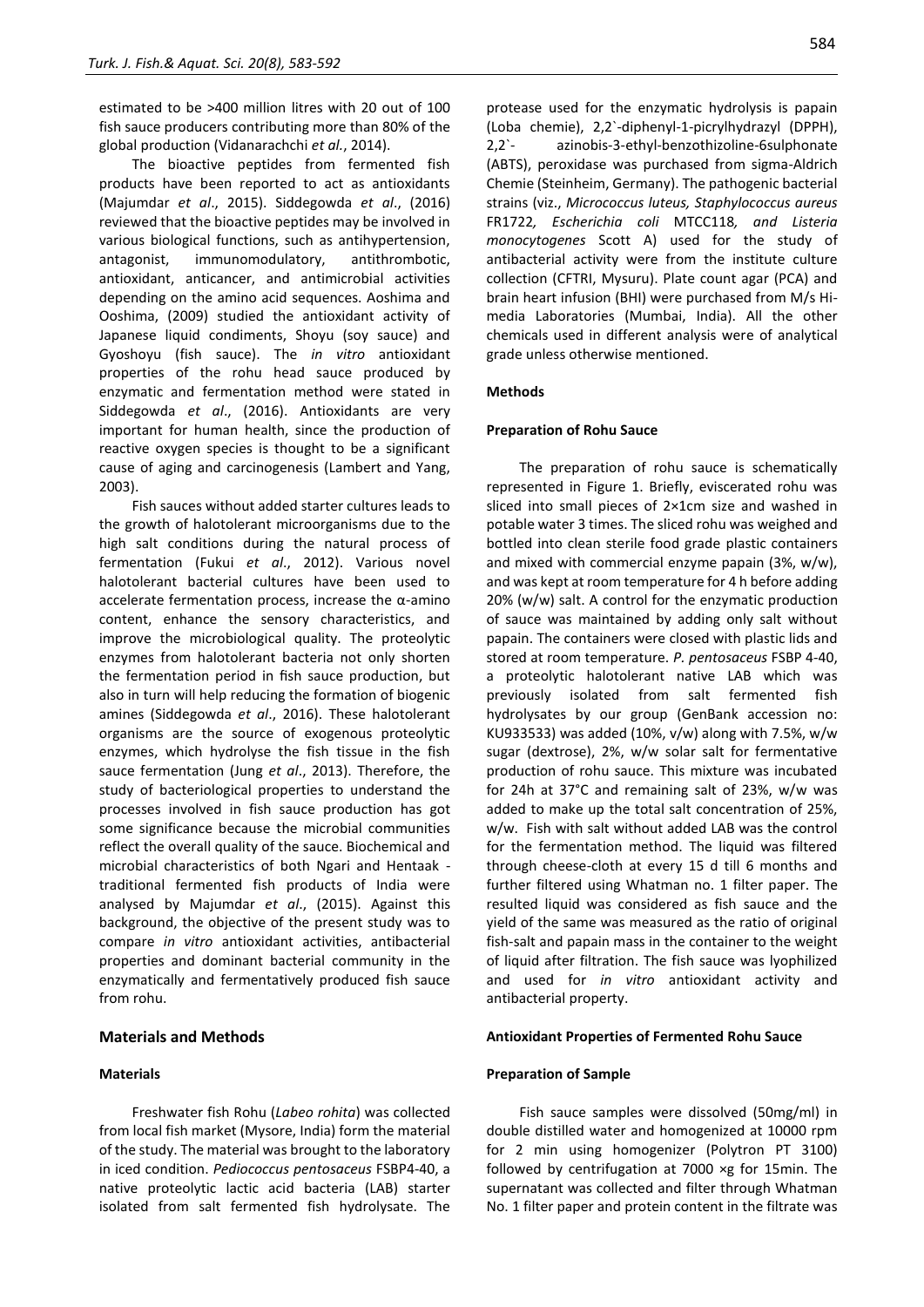estimated to be >400 million litres with 20 out of 100 fish sauce producers contributing more than 80% of the global production (Vidanarachchi *et al.*, 2014).

The bioactive peptides from fermented fish products have been reported to act as antioxidants (Majumdar *et al*., 2015). Siddegowda *et al*., (2016) reviewed that the bioactive peptides may be involved in various biological functions, such as antihypertension, antagonist, immunomodulatory, antithrombotic, antioxidant, anticancer, and antimicrobial activities depending on the amino acid sequences. Aoshima and Ooshima, (2009) studied the antioxidant activity of Japanese liquid condiments, Shoyu (soy sauce) and Gyoshoyu (fish sauce). The *in vitro* antioxidant properties of the rohu head sauce produced by enzymatic and fermentation method were stated in Siddegowda *et al*., (2016). Antioxidants are very important for human health, since the production of reactive oxygen species is thought to be a significant cause of aging and carcinogenesis (Lambert and Yang, 2003).

Fish sauces without added starter cultures leads to the growth of halotolerant microorganisms due to the high salt conditions during the natural process of fermentation (Fukui *et al*., 2012). Various novel halotolerant bacterial cultures have been used to accelerate fermentation process, increase the α-amino content, enhance the sensory characteristics, and improve the microbiological quality. The proteolytic enzymes from halotolerant bacteria not only shorten the fermentation period in fish sauce production, but also in turn will help reducing the formation of biogenic amines (Siddegowda *et al*., 2016). These halotolerant organisms are the source of exogenous proteolytic enzymes, which hydrolyse the fish tissue in the fish sauce fermentation (Jung *et al*., 2013). Therefore, the study of bacteriological properties to understand the processes involved in fish sauce production has got some significance because the microbial communities reflect the overall quality of the sauce. Biochemical and microbial characteristics of both Ngari and Hentaak - traditional fermented fish products of India were analysed by Majumdar *et al*., (2015). Against this background, the objective of the present study was to compare *in vitro* antioxidant activities, antibacterial properties and dominant bacterial community in the enzymatically and fermentatively produced fish sauce from rohu.

## Materials and Methods

### Materials

Freshwater fish Rohu (*Labeo rohita*) was collected from local fish market (Mysore, India) form the material of the study. The material was brought to the laboratory in iced condition. *Pediococcus pentosaceus* FSBP4-40, a native proteolytic lactic acid bacteria (LAB) starter isolated from salt fermented fish hydrolysate. The protease used for the enzymatic hydrolysis is papain (Loba chemie), 2,2`-diphenyl-1-picrylhydrazyl (DPPH), 2,2`- azinobis-3-ethyl-benzothizoline-6sulphonate (ABTS), peroxidase was purchased from sigma-Aldrich Chemie (Steinheim, Germany). The pathogenic bacterial strains (viz., *Micrococcus luteus, Staphylococcus aureus* FR1722*, Escherichia coli* MTCC118*, and Listeria monocytogenes* Scott A) used for the study of antibacterial activity were from the institute culture collection (CFTRI, Mysuru). Plate count agar (PCA) and brain heart infusion (BHI) were purchased from M/s Hi-media Laboratories (Mumbai, India). All the other chemicals used in different analysis were of analytical grade unless otherwise mentioned.

### Methods

#### Preparation of Rohu Sauce

The preparation of rohu sauce is schematically represented in Figure 1. Briefly, eviscerated rohu was sliced into small pieces of 2×1cm size and washed in potable water 3 times. The sliced rohu was weighed and bottled into clean sterile food grade plastic containers and mixed with commercial enzyme papain (3%, w/w), and was kept at room temperature for 4 h before adding 20% (w/w) salt. A control for the enzymatic production of sauce was maintained by adding only salt without papain. The containers were closed with plastic lids and stored at room temperature. *P. pentosaceus* FSBP 4-40, a proteolytic halotolerant native LAB which was previously isolated from salt fermented fish hydrolysates by our group (GenBank accession no: KU933533) was added (10%, v/w) along with 7.5%, w/w sugar (dextrose), 2%, w/w solar salt for fermentative production of rohu sauce. This mixture was incubated for 24h at 37°C and remaining salt of 23%, w/w was added to make up the total salt concentration of 25%, w/w. Fish with salt without added LAB was the control for the fermentation method. The liquid was filtered through cheese-cloth at every 15 d till 6 months and further filtered using Whatman no. 1 filter paper. The resulted liquid was considered as fish sauce and the yield of the same was measured as the ratio of original fish-salt and papain mass in the container to the weight of liquid after filtration. The fish sauce was lyophilized and used for *in vitro* antioxidant activity and antibacterial property.

### Antioxidant Properties of Fermented Rohu Sauce

#### Preparation of Sample

Fish sauce samples were dissolved (50mg/ml) in double distilled water and homogenized at 10000 rpm for 2 min using homogenizer (Polytron PT 3100) followed by centrifugation at 7000 ×g for 15min. The supernatant was collected and filter through Whatman No. 1 filter paper and protein content in the filtrate was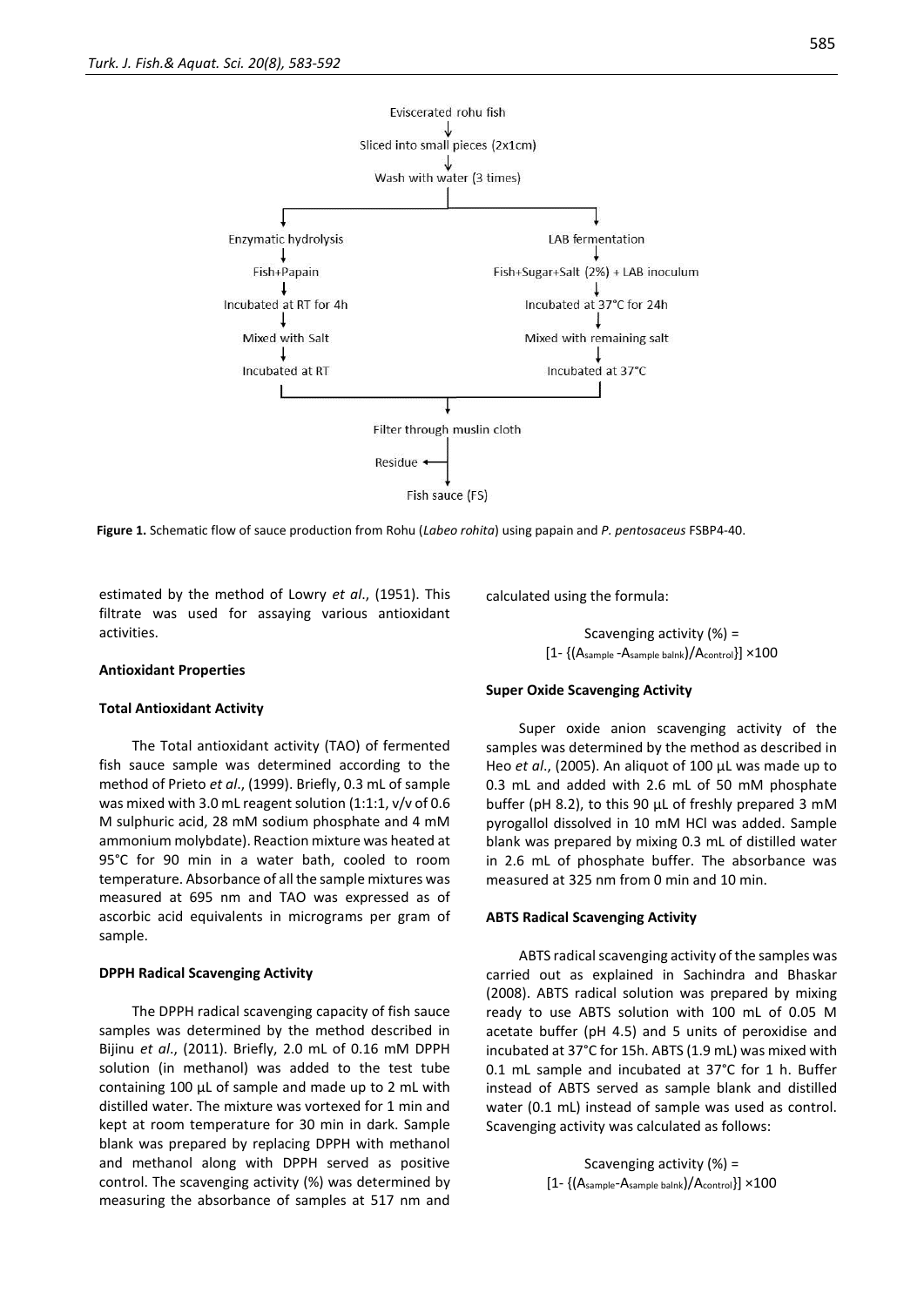Eviscerated rohu fish
↓
Sliced into small pieces (2x1cm)
↓
Wash with water (3 times)

| Enzymatic hydrolysis | LAB fermentation |
|---|---|
| Fish+Papain | Fish+Sugar+Salt (2%) + LAB inoculum |
| Incubated at RT for 4h | Incubated at 37°C for 24h |
| Mixed with Salt | Mixed with remaining salt |
| Incubated at RT | Incubated at 37°C |

Filter through muslin cloth → Residue
↓
Fish sauce (FS)

**Figure 1.** Schematic flow of sauce production from Rohu (*Labeo rohita*) using papain and *P. pentosaceus* FSBP4-40.

estimated by the method of Lowry *et al*., (1951). This filtrate was used for assaying various antioxidant activities.

## Antioxidant Properties

### Total Antioxidant Activity

The Total antioxidant activity (TAO) of fermented fish sauce sample was determined according to the method of Prieto *et al*., (1999). Briefly, 0.3 mL of sample was mixed with 3.0 mL reagent solution (1:1:1, v/v of 0.6 M sulphuric acid, 28 mM sodium phosphate and 4 mM ammonium molybdate). Reaction mixture was heated at 95°C for 90 min in a water bath, cooled to room temperature. Absorbance of all the sample mixtures was measured at 695 nm and TAO was expressed as of ascorbic acid equivalents in micrograms per gram of sample.

### DPPH Radical Scavenging Activity

The DPPH radical scavenging capacity of fish sauce samples was determined by the method described in Bijinu *et al*., (2011). Briefly, 2.0 mL of 0.16 mM DPPH solution (in methanol) was added to the test tube containing 100 µL of sample and made up to 2 mL with distilled water. The mixture was vortexed for 1 min and kept at room temperature for 30 min in dark. Sample blank was prepared by replacing DPPH with methanol and methanol along with DPPH served as positive control. The scavenging activity (%) was determined by measuring the absorbance of samples at 517 nm and calculated using the formula:

$$\text{Scavenging activity (\%)} = [1- \{(A_{sample} - A_{sample\ balnk})/A_{control}\}] \times 100$$

### Super Oxide Scavenging Activity

Super oxide anion scavenging activity of the samples was determined by the method as described in Heo *et al*., (2005). An aliquot of 100 µL was made up to 0.3 mL and added with 2.6 mL of 50 mM phosphate buffer (pH 8.2), to this 90 µL of freshly prepared 3 mM pyrogallol dissolved in 10 mM HCl was added. Sample blank was prepared by mixing 0.3 mL of distilled water in 2.6 mL of phosphate buffer. The absorbance was measured at 325 nm from 0 min and 10 min.

### ABTS Radical Scavenging Activity

ABTS radical scavenging activity of the samples was carried out as explained in Sachindra and Bhaskar (2008). ABTS radical solution was prepared by mixing ready to use ABTS solution with 100 mL of 0.05 M acetate buffer (pH 4.5) and 5 units of peroxidise and incubated at 37°C for 15h. ABTS (1.9 mL) was mixed with 0.1 mL sample and incubated at 37°C for 1 h. Buffer instead of ABTS served as sample blank and distilled water (0.1 mL) instead of sample was used as control. Scavenging activity was calculated as follows:

$$\text{Scavenging activity (\%)} = [1- \{(A_{sample} - A_{sample\ balnk})/A_{control}\}] \times 100$$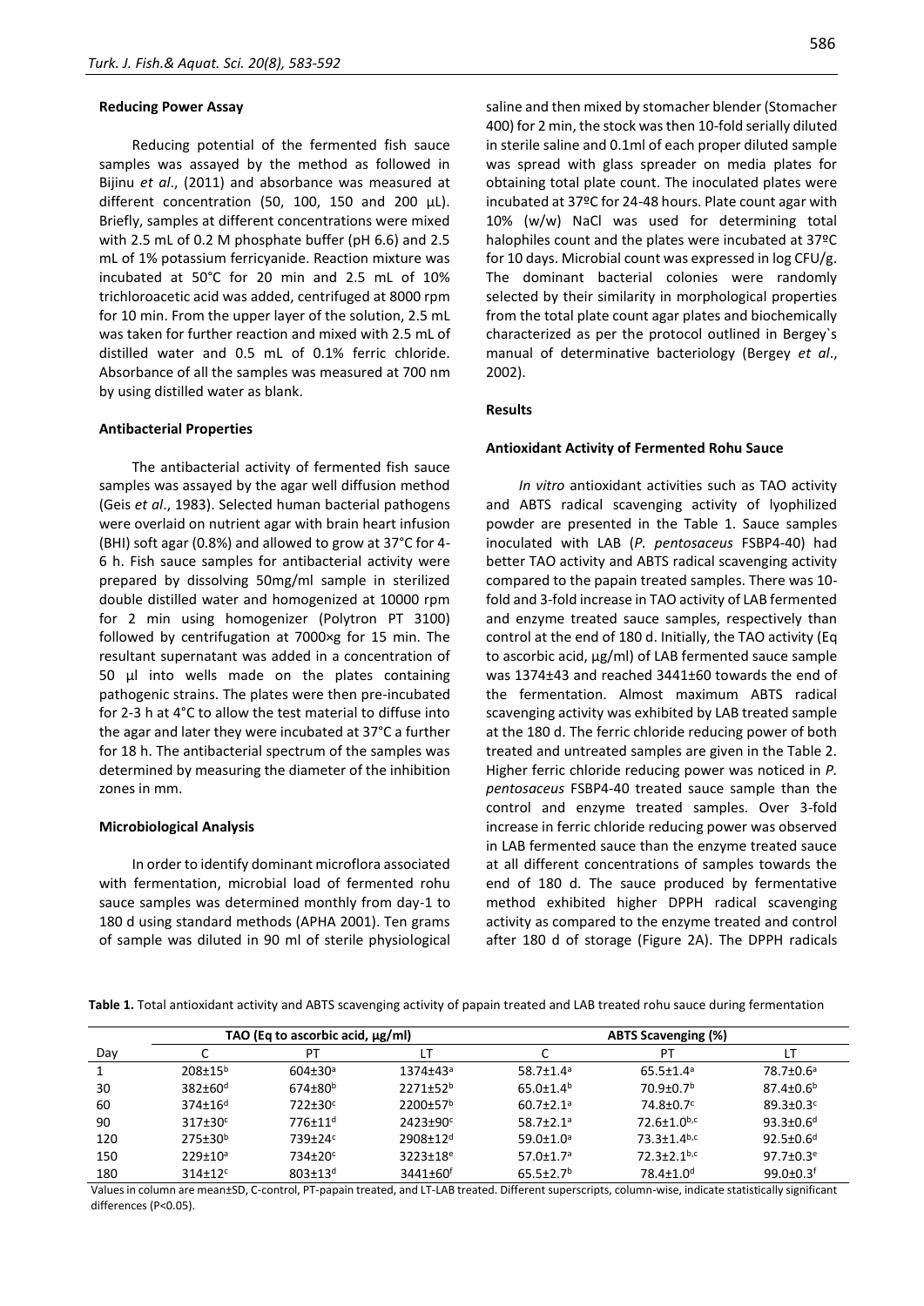### Reducing Power Assay

Reducing potential of the fermented fish sauce samples was assayed by the method as followed in Bijinu *et al*., (2011) and absorbance was measured at different concentration (50, 100, 150 and 200 µL). Briefly, samples at different concentrations were mixed with 2.5 mL of 0.2 M phosphate buffer (pH 6.6) and 2.5 mL of 1% potassium ferricyanide. Reaction mixture was incubated at 50°C for 20 min and 2.5 mL of 10% trichloroacetic acid was added, centrifuged at 8000 rpm for 10 min. From the upper layer of the solution, 2.5 mL was taken for further reaction and mixed with 2.5 mL of distilled water and 0.5 mL of 0.1% ferric chloride. Absorbance of all the samples was measured at 700 nm by using distilled water as blank.

### Antibacterial Properties

The antibacterial activity of fermented fish sauce samples was assayed by the agar well diffusion method (Geis *et al*., 1983). Selected human bacterial pathogens were overlaid on nutrient agar with brain heart infusion (BHI) soft agar (0.8%) and allowed to grow at 37°C for 4-6 h. Fish sauce samples for antibacterial activity were prepared by dissolving 50mg/ml sample in sterilized double distilled water and homogenized at 10000 rpm for 2 min using homogenizer (Polytron PT 3100) followed by centrifugation at 7000×g for 15 min. The resultant supernatant was added in a concentration of 50 µl into wells made on the plates containing pathogenic strains. The plates were then pre-incubated for 2-3 h at 4°C to allow the test material to diffuse into the agar and later they were incubated at 37°C a further for 18 h. The antibacterial spectrum of the samples was determined by measuring the diameter of the inhibition zones in mm.

### Microbiological Analysis

In order to identify dominant microflora associated with fermentation, microbial load of fermented rohu sauce samples was determined monthly from day-1 to 180 d using standard methods (APHA 2001). Ten grams of sample was diluted in 90 ml of sterile physiological saline and then mixed by stomacher blender (Stomacher 400) for 2 min, the stock was then 10-fold serially diluted in sterile saline and 0.1ml of each proper diluted sample was spread with glass spreader on media plates for obtaining total plate count. The inoculated plates were incubated at 37ºC for 24-48 hours. Plate count agar with 10% (w/w) NaCl was used for determining total halophiles count and the plates were incubated at 37ºC for 10 days. Microbial count was expressed in log CFU/g. The dominant bacterial colonies were randomly selected by their similarity in morphological properties from the total plate count agar plates and biochemically characterized as per the protocol outlined in Bergey`s manual of determinative bacteriology (Bergey *et al*., 2002).

### Results

### Antioxidant Activity of Fermented Rohu Sauce

*In vitro* antioxidant activities such as TAO activity and ABTS radical scavenging activity of lyophilized powder are presented in the Table 1. Sauce samples inoculated with LAB (*P. pentosaceus* FSBP4-40) had better TAO activity and ABTS radical scavenging activity compared to the papain treated samples. There was 10-fold and 3-fold increase in TAO activity of LAB fermented and enzyme treated sauce samples, respectively than control at the end of 180 d. Initially, the TAO activity (Eq to ascorbic acid, µg/ml) of LAB fermented sauce sample was 1374±43 and reached 3441±60 towards the end of the fermentation. Almost maximum ABTS radical scavenging activity was exhibited by LAB treated sample at the 180 d. The ferric chloride reducing power of both treated and untreated samples are given in the Table 2. Higher ferric chloride reducing power was noticed in *P. pentosaceus* FSBP4-40 treated sauce sample than the control and enzyme treated samples. Over 3-fold increase in ferric chloride reducing power was observed in LAB fermented sauce than the enzyme treated sauce at all different concentrations of samples towards the end of 180 d. The sauce produced by fermentative method exhibited higher DPPH radical scavenging activity as compared to the enzyme treated and control after 180 d of storage (Figure 2A). The DPPH radicals

**Table 1.** Total antioxidant activity and ABTS scavenging activity of papain treated and LAB treated rohu sauce during fermentation

| | TAO (Eq to ascorbic acid, µg/ml) | | | ABTS Scavenging (%) | | |
|---|---|---|---|---|---|---|
| Day | C | PT | LT | C | PT | LT |
| 1 | 208±15[b] | 604±30[a] | 1374±43[a] | 58.7±1.4[a] | 65.5±1.4[a] | 78.7±0.6[a] |
| 30 | 382±60[d] | 674±80[b] | 2271±52[b] | 65.0±1.4[b] | 70.9±0.7[b] | 87.4±0.6[b] |
| 60 | 374±16[d] | 722±30[c] | 2200±57[b] | 60.7±2.1[a] | 74.8±0.7[c] | 89.3±0.3[c] |
| 90 | 317±30[c] | 776±11[d] | 2423±90[c] | 58.7±2.1[a] | 72.6±1.0[b,c] | 93.3±0.6[d] |
| 120 | 275±30[b] | 739±24[c] | 2908±12[d] | 59.0±1.0[a] | 73.3±1.4[b,c] | 92.5±0.6[d] |
| 150 | 229±10[a] | 734±20[c] | 3223±18[e] | 57.0±1.7[a] | 72.3±2.1[b,c] | 97.7±0.3[e] |
| 180 | 314±12[c] | 803±13[d] | 3441±60[f] | 65.5±2.7[b] | 78.4±1.0[d] | 99.0±0.3[f] |

Values in column are mean±SD, C-control, PT-papain treated, and LT-LAB treated. Different superscripts, column-wise, indicate statistically significant differences (P<0.05).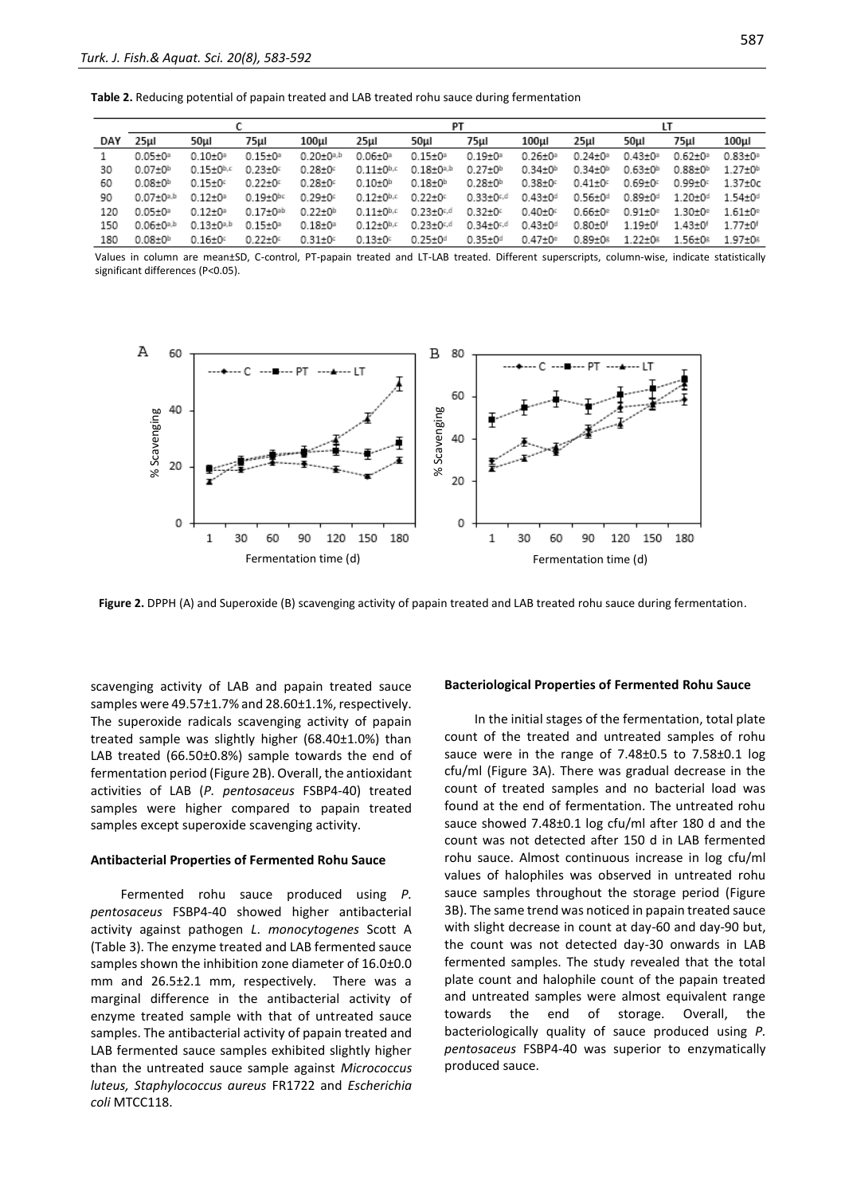**Table 2.** Reducing potential of papain treated and LAB treated rohu sauce during fermentation

| DAY | C | | | | PT | | | | LT | | | |
|---|---|---|---|---|---|---|---|---|---|---|---|---|
| | 25µl | 50µl | 75µl | 100µl | 25µl | 50µl | 75µl | 100µl | 25µl | 50µl | 75µl | 100µl |
| 1 | 0.05±0$^{a}$ | 0.10±0$^{a}$ | 0.15±0$^{a}$ | 0.20±0$^{a,b}$ | 0.06±0$^{a}$ | 0.15±0$^{a}$ | 0.19±0$^{a}$ | 0.26±0$^{a}$ | 0.24±0$^{a}$ | 0.43±0$^{a}$ | 0.62±0$^{a}$ | 0.83±0$^{a}$ |
| 30 | 0.07±0$^{b}$ | 0.15±0$^{b,c}$ | 0.23±0$^{c}$ | 0.28±0$^{c}$ | 0.11±0$^{b,c}$ | 0.18±0$^{a,b}$ | 0.27±0$^{b}$ | 0.34±0$^{b}$ | 0.34±0$^{b}$ | 0.63±0$^{b}$ | 0.88±0$^{b}$ | 1.27±0$^{b}$ |
| 60 | 0.08±0$^{b}$ | 0.15±0$^{c}$ | 0.22±0$^{c}$ | 0.28±0$^{c}$ | 0.10±0$^{b}$ | 0.18±0$^{b}$ | 0.28±0$^{b}$ | 0.38±0$^{c}$ | 0.41±0$^{c}$ | 0.69±0$^{c}$ | 0.99±0$^{c}$ | 1.37±0c |
| 90 | 0.07±0$^{a,b}$ | 0.12±0$^{a}$ | 0.19±0$^{bc}$ | 0.29±0$^{c}$ | 0.12±0$^{b,c}$ | 0.22±0$^{c}$ | 0.33±0$^{c,d}$ | 0.43±0$^{d}$ | 0.56±0$^{d}$ | 0.89±0$^{d}$ | 1.20±0$^{d}$ | 1.54±0$^{d}$ |
| 120 | 0.05±0$^{a}$ | 0.12±0$^{a}$ | 0.17±0$^{ab}$ | 0.22±0$^{b}$ | 0.11±0$^{b,c}$ | 0.23±0$^{c,d}$ | 0.32±0$^{c}$ | 0.40±0$^{c}$ | 0.66±0$^{e}$ | 0.91±0$^{e}$ | 1.30±0$^{e}$ | 1.61±0$^{e}$ |
| 150 | 0.06±0$^{a,b}$ | 0.13±0$^{a,b}$ | 0.15±0$^{a}$ | 0.18±0$^{a}$ | 0.12±0$^{b,c}$ | 0.23±0$^{c,d}$ | 0.34±0$^{c,d}$ | 0.43±0$^{d}$ | 0.80±0$^{f}$ | 1.19±0$^{f}$ | 1.43±0$^{f}$ | 1.77±0$^{f}$ |
| 180 | 0.08±0$^{b}$ | 0.16±0$^{c}$ | 0.22±0$^{c}$ | 0.31±0$^{c}$ | 0.13±0$^{c}$ | 0.25±0$^{d}$ | 0.35±0$^{d}$ | 0.47±0$^{e}$ | 0.89±0$^{g}$ | 1.22±0$^{g}$ | 1.56±0$^{g}$ | 1.97±0$^{g}$ |

Values in column are mean±SD, C-control, PT-papain treated and LT-LAB treated. Different superscripts, column-wise, indicate statistically significant differences (P<0.05).

**Figure 2.** DPPH (A) and Superoxide (B) scavenging activity of papain treated and LAB treated rohu sauce during fermentation.

scavenging activity of LAB and papain treated sauce samples were 49.57±1.7% and 28.60±1.1%, respectively. The superoxide radicals scavenging activity of papain treated sample was slightly higher (68.40±1.0%) than LAB treated (66.50±0.8%) sample towards the end of fermentation period (Figure 2B). Overall, the antioxidant activities of LAB (*P. pentosaceus* FSBP4-40) treated samples were higher compared to papain treated samples except superoxide scavenging activity.

#### Antibacterial Properties of Fermented Rohu Sauce

Fermented rohu sauce produced using *P. pentosaceus* FSBP4-40 showed higher antibacterial activity against pathogen *L. monocytogenes* Scott A (Table 3). The enzyme treated and LAB fermented sauce samples shown the inhibition zone diameter of 16.0±0.0 mm and 26.5±2.1 mm, respectively. There was a marginal difference in the antibacterial activity of enzyme treated sample with that of untreated sauce samples. The antibacterial activity of papain treated and LAB fermented sauce samples exhibited slightly higher than the untreated sauce sample against *Micrococcus luteus, Staphylococcus aureus* FR1722 and *Escherichia coli* MTCC118.

#### Bacteriological Properties of Fermented Rohu Sauce

In the initial stages of the fermentation, total plate count of the treated and untreated samples of rohu sauce were in the range of 7.48±0.5 to 7.58±0.1 log cfu/ml (Figure 3A). There was gradual decrease in the count of treated samples and no bacterial load was found at the end of fermentation. The untreated rohu sauce showed 7.48±0.1 log cfu/ml after 180 d and the count was not detected after 150 d in LAB fermented rohu sauce. Almost continuous increase in log cfu/ml values of halophiles was observed in untreated rohu sauce samples throughout the storage period (Figure 3B). The same trend was noticed in papain treated sauce with slight decrease in count at day-60 and day-90 but, the count was not detected day-30 onwards in LAB fermented samples. The study revealed that the total plate count and halophile count of the papain treated and untreated samples were almost equivalent range towards the end of storage. Overall, the bacteriologically quality of sauce produced using *P. pentosaceus* FSBP4-40 was superior to enzymatically produced sauce.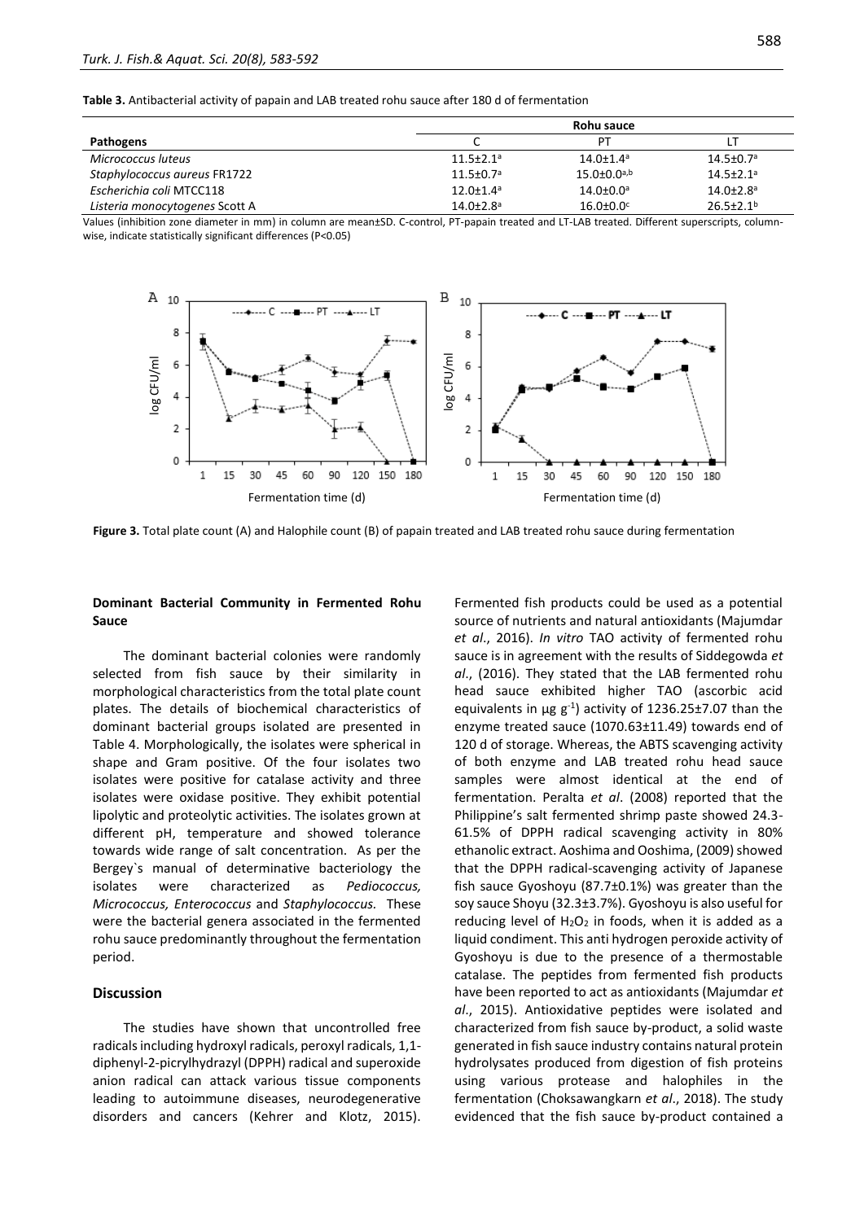**Table 3.** Antibacterial activity of papain and LAB treated rohu sauce after 180 d of fermentation

| | Rohu sauce | | |
|---|---|---|---|
| **Pathogens** | C | PT | LT |
| *Micrococcus luteus* | 11.5±2.1[a] | 14.0±1.4[a] | 14.5±0.7[a] |
| *Staphylococcus aureus* FR1722 | 11.5±0.7[a] | 15.0±0.0[a,b] | 14.5±2.1[a] |
| *Escherichia coli* MTCC118 | 12.0±1.4[a] | 14.0±0.0[a] | 14.0±2.8[a] |
| *Listeria monocytogenes* Scott A | 14.0±2.8[a] | 16.0±0.0[c] | 26.5±2.1[b] |

Values (inhibition zone diameter in mm) in column are mean±SD. C-control, PT-papain treated and LT-LAB treated. Different superscripts, column-wise, indicate statistically significant differences (P<0.05)

**Figure 3.** Total plate count (A) and Halophile count (B) of papain treated and LAB treated rohu sauce during fermentation

### Dominant Bacterial Community in Fermented Rohu Sauce

The dominant bacterial colonies were randomly selected from fish sauce by their similarity in morphological characteristics from the total plate count plates. The details of biochemical characteristics of dominant bacterial groups isolated are presented in Table 4. Morphologically, the isolates were spherical in shape and Gram positive. Of the four isolates two isolates were positive for catalase activity and three isolates were oxidase positive. They exhibit potential lipolytic and proteolytic activities. The isolates grown at different pH, temperature and showed tolerance towards wide range of salt concentration. As per the Bergey`s manual of determinative bacteriology the isolates were characterized as *Pediococcus, Micrococcus, Enterococcus* and *Staphylococcus.* These were the bacterial genera associated in the fermented rohu sauce predominantly throughout the fermentation period.

## Discussion

The studies have shown that uncontrolled free radicals including hydroxyl radicals, peroxyl radicals, 1,1-diphenyl-2-picrylhydrazyl (DPPH) radical and superoxide anion radical can attack various tissue components leading to autoimmune diseases, neurodegenerative disorders and cancers (Kehrer and Klotz, 2015). Fermented fish products could be used as a potential source of nutrients and natural antioxidants (Majumdar *et al*., 2016). *In vitro* TAO activity of fermented rohu sauce is in agreement with the results of Siddegowda *et al*., (2016). They stated that the LAB fermented rohu head sauce exhibited higher TAO (ascorbic acid equivalents in µg $g^{-1}$) activity of 1236.25±7.07 than the enzyme treated sauce (1070.63±11.49) towards end of 120 d of storage. Whereas, the ABTS scavenging activity of both enzyme and LAB treated rohu head sauce samples were almost identical at the end of fermentation. Peralta *et al*. (2008) reported that the Philippine's salt fermented shrimp paste showed 24.3-61.5% of DPPH radical scavenging activity in 80% ethanolic extract. Aoshima and Ooshima, (2009) showed that the DPPH radical-scavenging activity of Japanese fish sauce Gyoshoyu (87.7±0.1%) was greater than the soy sauce Shoyu (32.3±3.7%). Gyoshoyu is also useful for reducing level of $H_2O_2$ in foods, when it is added as a liquid condiment. This anti hydrogen peroxide activity of Gyoshoyu is due to the presence of a thermostable catalase. The peptides from fermented fish products have been reported to act as antioxidants (Majumdar *et al*., 2015). Antioxidative peptides were isolated and characterized from fish sauce by-product, a solid waste generated in fish sauce industry contains natural protein hydrolysates produced from digestion of fish proteins using various protease and halophiles in the fermentation (Choksawangkarn *et al*., 2018). The study evidenced that the fish sauce by-product contained a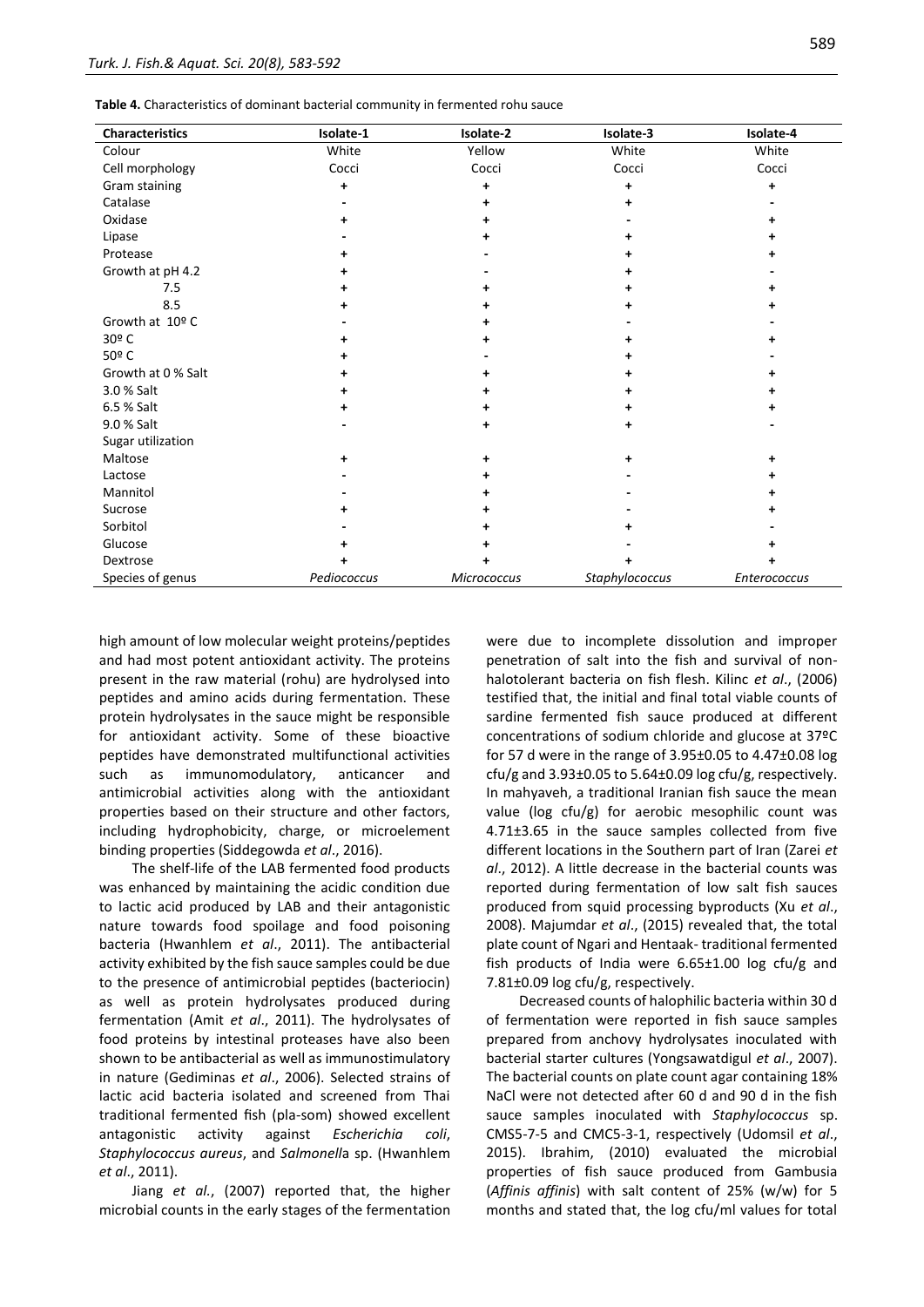**Table 4.** Characteristics of dominant bacterial community in fermented rohu sauce

| Characteristics | Isolate-1 | Isolate-2 | Isolate-3 | Isolate-4 |
|---|---|---|---|---|
| Colour | White | Yellow | White | White |
| Cell morphology | Cocci | Cocci | Cocci | Cocci |
| Gram staining | + | + | + | + |
| Catalase | - | + | + | - |
| Oxidase | + | + | - | + |
| Lipase | - | + | + | + |
| Protease | + | - | + | + |
| Growth at pH 4.2 | + | - | + | - |
| 7.5 | + | + | + | + |
| 8.5 | + | + | + | + |
| Growth at 10º C | - | + | - | - |
| 30º C | + | + | + | + |
| 50º C | + | - | + | - |
| Growth at 0 % Salt | + | + | + | + |
| 3.0 % Salt | + | + | + | + |
| 6.5 % Salt | + | + | + | + |
| 9.0 % Salt | - | + | + | - |
| Sugar utilization | | | | |
| Maltose | + | + | + | + |
| Lactose | - | + | - | + |
| Mannitol | - | + | - | + |
| Sucrose | + | + | - | + |
| Sorbitol | - | + | + | - |
| Glucose | + | + | - | + |
| Dextrose | + | + | + | + |
| Species of genus | *Pediococcus* | *Micrococcus* | *Staphylococcus* | *Enterococcus* |

high amount of low molecular weight proteins/peptides and had most potent antioxidant activity. The proteins present in the raw material (rohu) are hydrolysed into peptides and amino acids during fermentation. These protein hydrolysates in the sauce might be responsible for antioxidant activity. Some of these bioactive peptides have demonstrated multifunctional activities such as immunomodulatory, anticancer and antimicrobial activities along with the antioxidant properties based on their structure and other factors, including hydrophobicity, charge, or microelement binding properties (Siddegowda *et al*., 2016).

The shelf-life of the LAB fermented food products was enhanced by maintaining the acidic condition due to lactic acid produced by LAB and their antagonistic nature towards food spoilage and food poisoning bacteria (Hwanhlem *et al*., 2011). The antibacterial activity exhibited by the fish sauce samples could be due to the presence of antimicrobial peptides (bacteriocin) as well as protein hydrolysates produced during fermentation (Amit *et al*., 2011). The hydrolysates of food proteins by intestinal proteases have also been shown to be antibacterial as well as immunostimulatory in nature (Gediminas *et al*., 2006). Selected strains of lactic acid bacteria isolated and screened from Thai traditional fermented fish (pla-som) showed excellent antagonistic activity against *Escherichia coli*, *Staphylococcus aureus*, and *Salmonell*a sp. (Hwanhlem *et al*., 2011).

Jiang *et al.*, (2007) reported that, the higher microbial counts in the early stages of the fermentation were due to incomplete dissolution and improper penetration of salt into the fish and survival of non-halotolerant bacteria on fish flesh. Kilinc *et al*., (2006) testified that, the initial and final total viable counts of sardine fermented fish sauce produced at different concentrations of sodium chloride and glucose at 37ºC for 57 d were in the range of 3.95±0.05 to 4.47±0.08 log cfu/g and 3.93±0.05 to 5.64±0.09 log cfu/g, respectively. In mahyaveh, a traditional Iranian fish sauce the mean value (log cfu/g) for aerobic mesophilic count was 4.71±3.65 in the sauce samples collected from five different locations in the Southern part of Iran (Zarei *et al*., 2012). A little decrease in the bacterial counts was reported during fermentation of low salt fish sauces produced from squid processing byproducts (Xu *et al*., 2008). Majumdar *et al*., (2015) revealed that, the total plate count of Ngari and Hentaak- traditional fermented fish products of India were 6.65±1.00 log cfu/g and 7.81±0.09 log cfu/g, respectively.

Decreased counts of halophilic bacteria within 30 d of fermentation were reported in fish sauce samples prepared from anchovy hydrolysates inoculated with bacterial starter cultures (Yongsawatdigul *et al*., 2007). The bacterial counts on plate count agar containing 18% NaCl were not detected after 60 d and 90 d in the fish sauce samples inoculated with *Staphylococcus* sp. CMS5-7-5 and CMC5-3-1, respectively (Udomsil *et al*., 2015). Ibrahim, (2010) evaluated the microbial properties of fish sauce produced from Gambusia (*Affinis affinis*) with salt content of 25% (w/w) for 5 months and stated that, the log cfu/ml values for total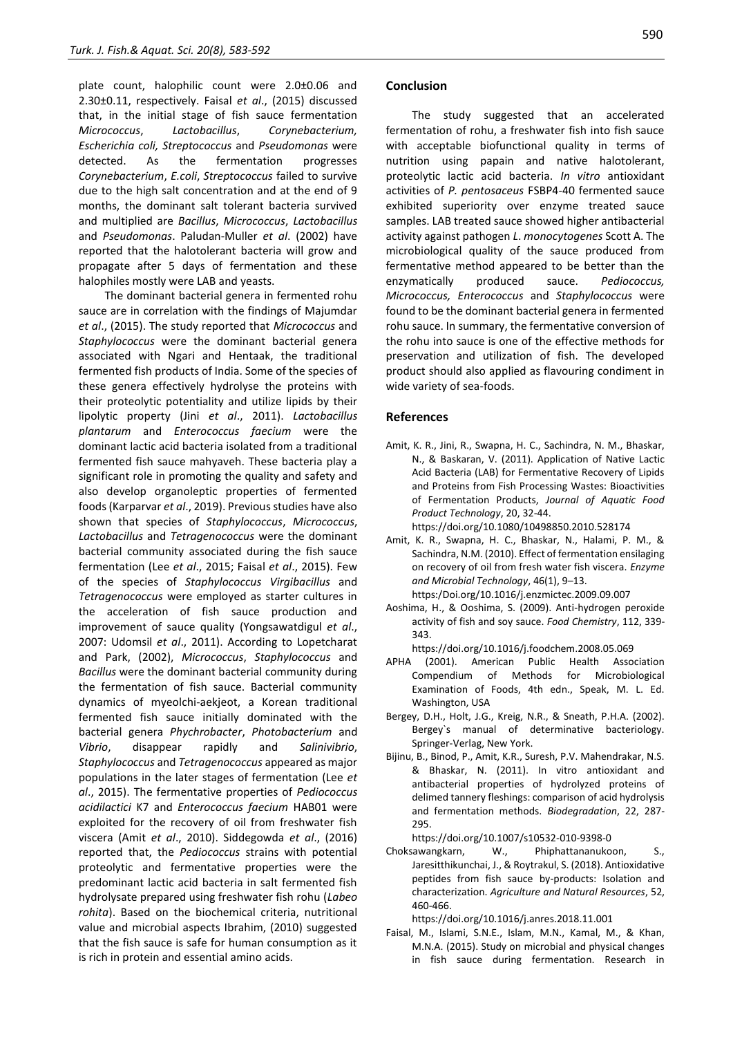plate count, halophilic count were 2.0±0.06 and 2.30±0.11, respectively. Faisal *et al*., (2015) discussed that, in the initial stage of fish sauce fermentation *Micrococcus*, *Lactobacillus*, *Corynebacterium, Escherichia coli, Streptococcus* and *Pseudomonas* were detected. As the fermentation progresses *Corynebacterium*, *E.coli*, *Streptococcus* failed to survive due to the high salt concentration and at the end of 9 months, the dominant salt tolerant bacteria survived and multiplied are *Bacillus*, *Micrococcus*, *Lactobacillus* and *Pseudomonas*. Paludan-Muller *et al*. (2002) have reported that the halotolerant bacteria will grow and propagate after 5 days of fermentation and these halophiles mostly were LAB and yeasts.

The dominant bacterial genera in fermented rohu sauce are in correlation with the findings of Majumdar *et al*., (2015). The study reported that *Micrococcus* and *Staphylococcus* were the dominant bacterial genera associated with Ngari and Hentaak, the traditional fermented fish products of India. Some of the species of these genera effectively hydrolyse the proteins with their proteolytic potentiality and utilize lipids by their lipolytic property (Jini *et al*., 2011). *Lactobacillus plantarum* and *Enterococcus faecium* were the dominant lactic acid bacteria isolated from a traditional fermented fish sauce mahyaveh. These bacteria play a significant role in promoting the quality and safety and also develop organoleptic properties of fermented foods (Karparvar *et al*., 2019). Previous studies have also shown that species of *Staphylococcus*, *Micrococcus*, *Lactobacillus* and *Tetragenococcus* were the dominant bacterial community associated during the fish sauce fermentation (Lee *et al*., 2015; Faisal *et al*., 2015). Few of the species of *Staphylococcus Virgibacillus* and *Tetragenococcus* were employed as starter cultures in the acceleration of fish sauce production and improvement of sauce quality (Yongsawatdigul *et al*., 2007: Udomsil *et al*., 2011). According to Lopetcharat and Park, (2002), *Micrococcus*, *Staphylococcus* and *Bacillus* were the dominant bacterial community during the fermentation of fish sauce. Bacterial community dynamics of myeolchi-aekjeot, a Korean traditional fermented fish sauce initially dominated with the bacterial genera *Phychrobacter*, *Photobacterium* and *Vibrio*, disappear rapidly and *Salinivibrio*, *Staphylococcus* and *Tetragenococcus* appeared as major populations in the later stages of fermentation (Lee *et al*., 2015). The fermentative properties of *Pediococcus acidilactici* K7 and *Enterococcus faecium* HAB01 were exploited for the recovery of oil from freshwater fish viscera (Amit *et al*., 2010). Siddegowda *et al*., (2016) reported that, the *Pediococcus* strains with potential proteolytic and fermentative properties were the predominant lactic acid bacteria in salt fermented fish hydrolysate prepared using freshwater fish rohu (*Labeo rohita*). Based on the biochemical criteria, nutritional value and microbial aspects Ibrahim, (2010) suggested that the fish sauce is safe for human consumption as it is rich in protein and essential amino acids.

## Conclusion

The study suggested that an accelerated fermentation of rohu, a freshwater fish into fish sauce with acceptable biofunctional quality in terms of nutrition using papain and native halotolerant, proteolytic lactic acid bacteria. *In vitro* antioxidant activities of *P. pentosaceus* FSBP4-40 fermented sauce exhibited superiority over enzyme treated sauce samples. LAB treated sauce showed higher antibacterial activity against pathogen *L*. *monocytogenes* Scott A. The microbiological quality of the sauce produced from fermentative method appeared to be better than the enzymatically produced sauce. *Pediococcus, Micrococcus, Enterococcus* and *Staphylococcus* were found to be the dominant bacterial genera in fermented rohu sauce. In summary, the fermentative conversion of the rohu into sauce is one of the effective methods for preservation and utilization of fish. The developed product should also applied as flavouring condiment in wide variety of sea-foods.

## References

Amit, K. R., Jini, R., Swapna, H. C., Sachindra, N. M., Bhaskar, N., & Baskaran, V. (2011). Application of Native Lactic Acid Bacteria (LAB) for Fermentative Recovery of Lipids and Proteins from Fish Processing Wastes: Bioactivities of Fermentation Products, *Journal of Aquatic Food Product Technology*, 20, 32-44. https://doi.org/10.1080/10498850.2010.528174

Amit, K. R., Swapna, H. C., Bhaskar, N., Halami, P. M., & Sachindra, N.M. (2010). Effect of fermentation ensilaging on recovery of oil from fresh water fish viscera. *Enzyme and Microbial Technology*, 46(1), 9–13. https:/Doi.org/10.1016/j.enzmictec.2009.09.007

Aoshima, H., & Ooshima, S. (2009). Anti-hydrogen peroxide activity of fish and soy sauce. *Food Chemistry*, 112, 339-343. https://doi.org/10.1016/j.foodchem.2008.05.069

APHA (2001). American Public Health Association Compendium of Methods for Microbiological Examination of Foods, 4th edn., Speak, M. L. Ed. Washington, USA

Bergey, D.H., Holt, J.G., Kreig, N.R., & Sneath, P.H.A. (2002). Bergey`s manual of determinative bacteriology. Springer-Verlag, New York.

Bijinu, B., Binod, P., Amit, K.R., Suresh, P.V. Mahendrakar, N.S. & Bhaskar, N. (2011). In vitro antioxidant and antibacterial properties of hydrolyzed proteins of delimed tannery fleshings: comparison of acid hydrolysis and fermentation methods. *Biodegradation*, 22, 287-295. https://doi.org/10.1007/s10532-010-9398-0

Choksawangkarn, W., Phiphattananukoon, S., Jaresitthikunchai, J., & Roytrakul, S. (2018). Antioxidative peptides from fish sauce by-products: Isolation and characterization. *Agriculture and Natural Resources*, 52, 460-466. https://doi.org/10.1016/j.anres.2018.11.001

Faisal, M., Islami, S.N.E., Islam, M.N., Kamal, M., & Khan, M.N.A. (2015). Study on microbial and physical changes in fish sauce during fermentation. Research in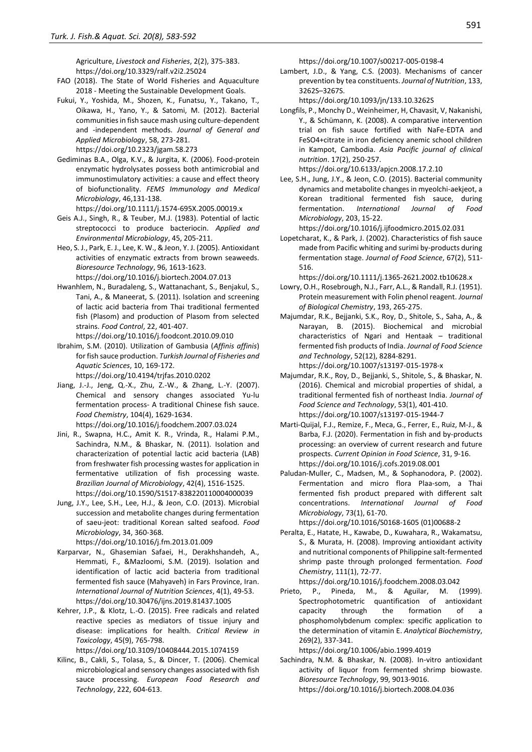Agriculture, *Livestock and Fisheries*, 2(2), 375-383. https://doi.org/10.3329/ralf.v2i2.25024

FAO (2018). The State of World Fisheries and Aquaculture 2018 - Meeting the Sustainable Development Goals.

Fukui, Y., Yoshida, M., Shozen, K., Funatsu, Y., Takano, T., Oikawa, H., Yano, Y., & Satomi, M. (2012). Bacterial communities in fish sauce mash using culture-dependent and -independent methods. *Journal of General and Applied Microbiology*, 58, 273-281. https://doi.org/10.2323/jgam.58.273

Gediminas B.A., Olga, K.V., & Jurgita, K. (2006). Food-protein enzymatic hydrolysates possess both antimicrobial and immunostimulatory activities: a cause and effect theory of biofunctionality. *FEMS Immunology and Medical Microbiology*, 46,131-138. https://doi.org/10.1111/j.1574-695X.2005.00019.x

Geis A.J., Singh, R., & Teuber, M.J. (1983). Potential of lactic streptococci to produce bacteriocin. *Applied and Environmental Microbiology*, 45, 205-211.

Heo, S. J., Park, E. J., Lee, K. W., & Jeon, Y. J. (2005). Antioxidant activities of enzymatic extracts from brown seaweeds. *Bioresource Technology*, 96, 1613-1623. https://doi.org/10.1016/j.biortech.2004.07.013

Hwanhlem, N., Buradaleng, S., Wattanachant, S., Benjakul, S., Tani, A., & Maneerat, S. (2011). Isolation and screening of lactic acid bacteria from Thai traditional fermented fish (Plasom) and production of Plasom from selected strains. *Food Control*, 22, 401-407. https://doi.org/10.1016/j.foodcont.2010.09.010

Ibrahim, S.M. (2010). Utilization of Gambusia (*Affinis affinis*) for fish sauce production. *Turkish Journal of Fisheries and Aquatic Sciences*, 10, 169-172. https://doi.org/10.4194/trjfas.2010.0202

Jiang, J.-J., Jeng, Q.-X., Zhu, Z.-W., & Zhang, L.-Y. (2007). Chemical and sensory changes associated Yu-lu fermentation process- A traditional Chinese fish sauce. *Food Chemistry*, 104(4), 1629-1634. https://doi.org/10.1016/j.foodchem.2007.03.024

Jini, R., Swapna, H.C., Amit K. R., Vrinda, R., Halami P.M., Sachindra, N.M., & Bhaskar, N. (2011). Isolation and characterization of potential lactic acid bacteria (LAB) from freshwater fish processing wastes for application in fermentative utilization of fish processing waste. *Brazilian Journal of Microbiology*, 42(4), 1516-1525. https://doi.org/10.1590/S1517-838220110004000039

Jung, J.Y., Lee, S.H., Lee, H.J., & Jeon, C.O. (2013). Microbial succession and metabolite changes during fermentation of saeu-jeot: traditional Korean salted seafood. *Food Microbiology*, 34, 360-368. https://doi.org/10.1016/j.fm.2013.01.009

Karparvar, N., Ghasemian Safaei, H., Derakhshandeh, A., Hemmati, F., &Mazloomi, S.M. (2019). Isolation and identification of lactic acid bacteria from traditional fermented fish sauce (Mahyaveh) in Fars Province, Iran. *International Journal of Nutrition Sciences*, 4(1), 49-53. https://doi.org/10.30476/ijns.2019.81437.1005

Kehrer, J.P., & Klotz, L.-O. (2015). Free radicals and related reactive species as mediators of tissue injury and disease: implications for health. *Critical Review in Toxicology*, 45(9), 765-798. https://doi.org/10.3109/10408444.2015.1074159

Kilinc, B., Cakli, S., Tolasa, S., & Dincer, T. (2006). Chemical microbiological and sensory changes associated with fish sauce processing. *European Food Research and Technology*, 222, 604-613. https://doi.org/10.1007/s00217-005-0198-4

Lambert, J.D., & Yang, C.S. (2003). Mechanisms of cancer prevention by tea constituents. *Journal of Nutrition*, 133, 3262S–3267S. https://doi.org/10.1093/jn/133.10.3262S

Longfils, P., Monchy D., Weinheimer, H, Chavasit, V, Nakanishi, Y., & Schümann, K. (2008). A comparative intervention trial on fish sauce fortified with NaFe-EDTA and FeSO4+citrate in iron deficiency anemic school children in Kampot, Cambodia. *Asia Pacific journal of clinical nutrition*. 17(2), 250-257. https://doi.org/10.6133/apjcn.2008.17.2.10

Lee, S.H., Jung, J.Y., & Jeon, C.O. (2015). Bacterial community dynamics and metabolite changes in myeolchi-aekjeot, a Korean traditional fermented fish sauce, during fermentation. *International Journal of Food Microbiology*, 203, 15-22. https://doi.org/10.1016/j.ijfoodmicro.2015.02.031

Lopetcharat, K., & Park, J. (2002). Characteristics of fish sauce made from Pacific whiting and surimi by-products during fermentation stage. *Journal of Food Science*, 67(2), 511-516. https://doi.org/10.1111/j.1365-2621.2002.tb10628.x

Lowry, O.H., Rosebrough, N.J., Farr, A.L., & Randall, R.J. (1951). Protein measurement with Folin phenol reagent. *Journal of Biological Chemistry*, 193, 265-275.

Majumdar, R.K., Bejjanki, S.K., Roy, D., Shitole, S., Saha, A., & Narayan, B. (2015). Biochemical and microbial characteristics of Ngari and Hentaak – traditional fermented fish products of India. *Journal of Food Science and Technology*, 52(12), 8284-8291. https://doi.org/10.1007/s13197-015-1978-x

Majumdar, R.K., Roy, D., Bejjanki, S., Shitole, S., & Bhaskar, N. (2016). Chemical and microbial properties of shidal, a traditional fermented fish of northeast India. *Journal of Food Science and Technology*, 53(1), 401-410. https://doi.org/10.1007/s13197-015-1944-7

Marti-Quijal, F.J., Remize, F., Meca, G., Ferrer, E., Ruiz, M-J., & Barba, F.J. (2020). Fermentation in fish and by-products processing: an overview of current research and future prospects. *Current Opinion in Food Science*, 31, 9-16. https://doi.org/10.1016/j.cofs.2019.08.001

Paludan-Muller, C., Madsen, M., & Sophanodora, P. (2002). Fermentation and micro flora Plaa-som, a Thai fermented fish product prepared with different salt concentrations. *International Journal of Food Microbiology*, 73(1), 61-70. https://doi.org/10.1016/S0168-1605 (01)00688-2

Peralta, E., Hatate, H., Kawabe, D., Kuwahara, R., Wakamatsu, S., & Murata, H. (2008). Improving antioxidant activity and nutritional components of Philippine salt-fermented shrimp paste through prolonged fermentation. *Food Chemistry*, 111(1), 72-77. https://doi.org/10.1016/j.foodchem.2008.03.042

Prieto, P., Pineda, M., & Aguilar, M. (1999). Spectrophotometric quantification of antioxidant capacity through the formation of a phosphomolybdenum complex: specific application to the determination of vitamin E. *Analytical Biochemistry*, 269(2), 337-341. https://doi.org/10.1006/abio.1999.4019

Sachindra, N.M. & Bhaskar, N. (2008). In-vitro antioxidant activity of liquor from fermented shrimp biowaste. *Bioresource Technology*, 99, 9013-9016. https://doi.org/10.1016/j.biortech.2008.04.036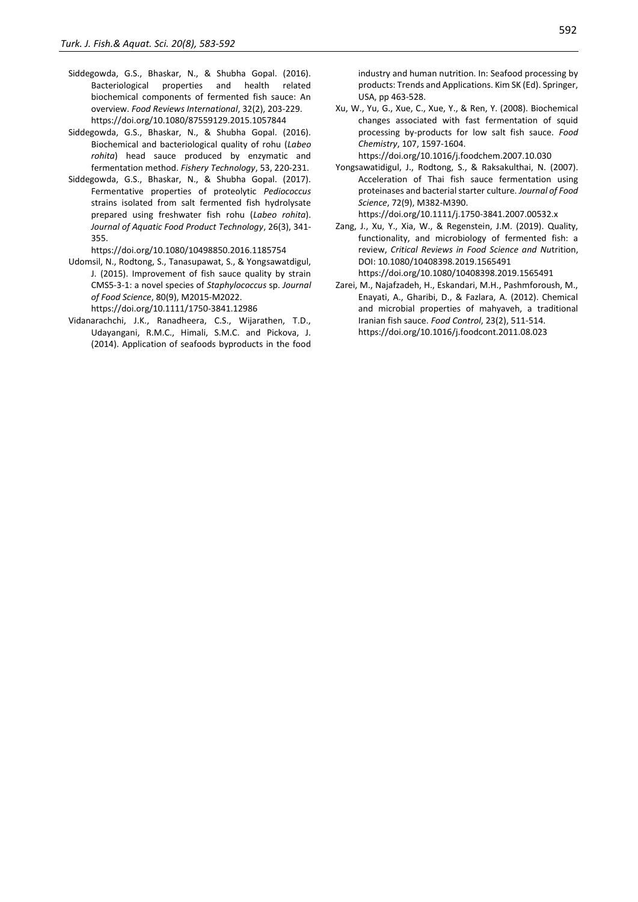Siddegowda, G.S., Bhaskar, N., & Shubha Gopal. (2016). Bacteriological properties and health related biochemical components of fermented fish sauce: An overview. *Food Reviews International*, 32(2), 203-229. https://doi.org/10.1080/87559129.2015.1057844

Siddegowda, G.S., Bhaskar, N., & Shubha Gopal. (2016). Biochemical and bacteriological quality of rohu (*Labeo rohita*) head sauce produced by enzymatic and fermentation method. *Fishery Technology*, 53, 220-231.

Siddegowda, G.S., Bhaskar, N., & Shubha Gopal. (2017). Fermentative properties of proteolytic *Pediococcus* strains isolated from salt fermented fish hydrolysate prepared using freshwater fish rohu (*Labeo rohita*). *Journal of Aquatic Food Product Technology*, 26(3), 341-355. https://doi.org/10.1080/10498850.2016.1185754

Udomsil, N., Rodtong, S., Tanasupawat, S., & Yongsawatdigul, J. (2015). Improvement of fish sauce quality by strain CMS5-3-1: a novel species of *Staphylococcus* sp. *Journal of Food Science*, 80(9), M2015-M2022. https://doi.org/10.1111/1750-3841.12986

Vidanarachchi, J.K., Ranadheera, C.S., Wijarathen, T.D., Udayangani, R.M.C., Himali, S.M.C. and Pickova, J. (2014). Application of seafoods byproducts in the food industry and human nutrition. In: Seafood processing by products: Trends and Applications. Kim SK (Ed). Springer, USA, pp 463-528.

Xu, W., Yu, G., Xue, C., Xue, Y., & Ren, Y. (2008). Biochemical changes associated with fast fermentation of squid processing by-products for low salt fish sauce. *Food Chemistry*, 107, 1597-1604. https://doi.org/10.1016/j.foodchem.2007.10.030

Yongsawatidigul, J., Rodtong, S., & Raksakulthai, N. (2007). Acceleration of Thai fish sauce fermentation using proteinases and bacterial starter culture. *Journal of Food Science*, 72(9), M382-M390. https://doi.org/10.1111/j.1750-3841.2007.00532.x

Zang, J., Xu, Y., Xia, W., & Regenstein, J.M. (2019). Quality, functionality, and microbiology of fermented fish: a review, *Critical Reviews in Food Science and Nu*trition, DOI: 10.1080/10408398.2019.1565491 https://doi.org/10.1080/10408398.2019.1565491

Zarei, M., Najafzadeh, H., Eskandari, M.H., Pashmforoush, M., Enayati, A., Gharibi, D., & Fazlara, A. (2012). Chemical and microbial properties of mahyaveh, a traditional Iranian fish sauce. *Food Control*, 23(2), 511-514. https://doi.org/10.1016/j.foodcont.2011.08.023